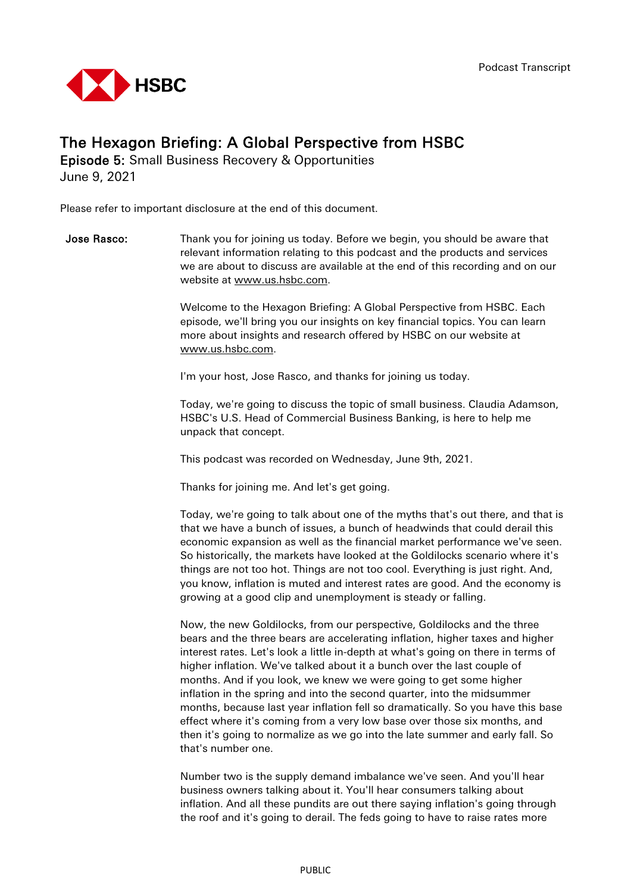Podcast Transcript

# The Hexagon Briefing: A Global Perspective from HSBC

**Episode 5:** Small Business Recovery & Opportunities

June 9, 2021

Please refer to important disclosure at the end of this document.

**Jose Rasco:** Thank you for joining us today. Before we begin, you should be aware that relevant information relating to this podcast and the products and services we are about to discuss are available at the end of this recording and on our website at www.us.hsbc.com.

Welcome to the Hexagon Briefing: A Global Perspective from HSBC. Each episode, we'll bring you our insights on key financial topics. You can learn more about insights and research offered by HSBC on our website at www.us.hsbc.com.

I'm your host, Jose Rasco, and thanks for joining us today.

Today, we're going to discuss the topic of small business. Claudia Adamson, HSBC's U.S. Head of Commercial Business Banking, is here to help me unpack that concept.

This podcast was recorded on Wednesday, June 9th, 2021.

Thanks for joining me. And let's get going.

Today, we're going to talk about one of the myths that's out there, and that is that we have a bunch of issues, a bunch of headwinds that could derail this economic expansion as well as the financial market performance we've seen. So historically, the markets have looked at the Goldilocks scenario where it's things are not too hot. Things are not too cool. Everything is just right. And, you know, inflation is muted and interest rates are good. And the economy is growing at a good clip and unemployment is steady or falling.

Now, the new Goldilocks, from our perspective, Goldilocks and the three bears and the three bears are accelerating inflation, higher taxes and higher interest rates. Let's look a little in-depth at what's going on there in terms of higher inflation. We've talked about it a bunch over the last couple of months. And if you look, we knew we were going to get some higher inflation in the spring and into the second quarter, into the midsummer months, because last year inflation fell so dramatically. So you have this base effect where it's coming from a very low base over those six months, and then it's going to normalize as we go into the late summer and early fall. So that's number one.

Number two is the supply demand imbalance we've seen. And you'll hear business owners talking about it. You'll hear consumers talking about inflation. And all these pundits are out there saying inflation's going through the roof and it's going to derail. The feds going to have to raise rates more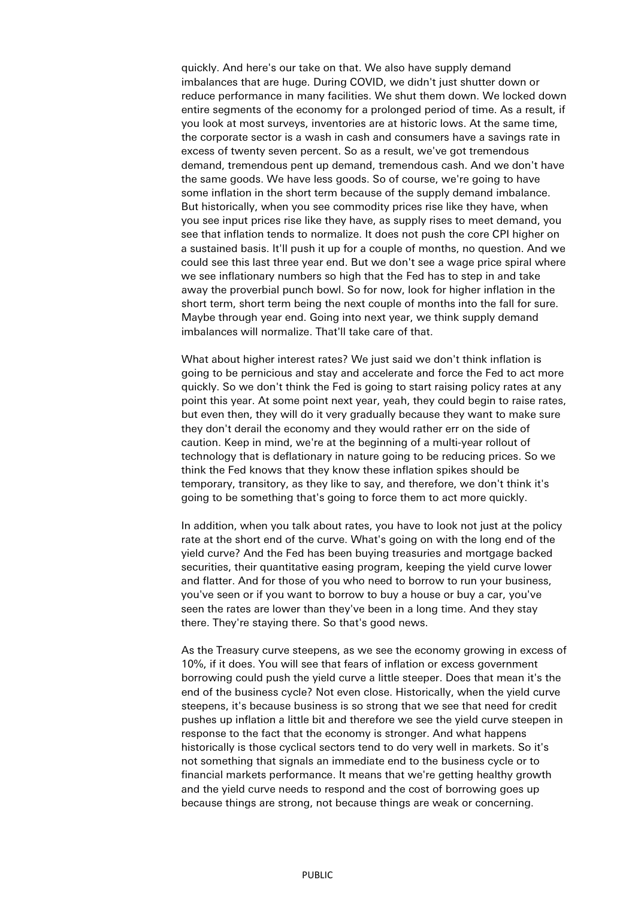quickly. And here's our take on that. We also have supply demand imbalances that are huge. During COVID, we didn't just shutter down or reduce performance in many facilities. We shut them down. We locked down entire segments of the economy for a prolonged period of time. As a result, if you look at most surveys, inventories are at historic lows. At the same time, the corporate sector is a wash in cash and consumers have a savings rate in excess of twenty seven percent. So as a result, we've got tremendous demand, tremendous pent up demand, tremendous cash. And we don't have the same goods. We have less goods. So of course, we're going to have some inflation in the short term because of the supply demand imbalance. But historically, when you see commodity prices rise like they have, when you see input prices rise like they have, as supply rises to meet demand, you see that inflation tends to normalize. It does not push the core CPI higher on a sustained basis. It'll push it up for a couple of months, no question. And we could see this last three year end. But we don't see a wage price spiral where we see inflationary numbers so high that the Fed has to step in and take away the proverbial punch bowl. So for now, look for higher inflation in the short term, short term being the next couple of months into the fall for sure. Maybe through year end. Going into next year, we think supply demand imbalances will normalize. That'll take care of that.

What about higher interest rates? We just said we don't think inflation is going to be pernicious and stay and accelerate and force the Fed to act more quickly. So we don't think the Fed is going to start raising policy rates at any point this year. At some point next year, yeah, they could begin to raise rates, but even then, they will do it very gradually because they want to make sure they don't derail the economy and they would rather err on the side of caution. Keep in mind, we're at the beginning of a multi-year rollout of technology that is deflationary in nature going to be reducing prices. So we think the Fed knows that they know these inflation spikes should be temporary, transitory, as they like to say, and therefore, we don't think it's going to be something that's going to force them to act more quickly.

In addition, when you talk about rates, you have to look not just at the policy rate at the short end of the curve. What's going on with the long end of the yield curve? And the Fed has been buying treasuries and mortgage backed securities, their quantitative easing program, keeping the yield curve lower and flatter. And for those of you who need to borrow to run your business, you've seen or if you want to borrow to buy a house or buy a car, you've seen the rates are lower than they've been in a long time. And they stay there. They're staying there. So that's good news.

As the Treasury curve steepens, as we see the economy growing in excess of 10%, if it does. You will see that fears of inflation or excess government borrowing could push the yield curve a little steeper. Does that mean it's the end of the business cycle? Not even close. Historically, when the yield curve steepens, it's because business is so strong that we see that need for credit pushes up inflation a little bit and therefore we see the yield curve steepen in response to the fact that the economy is stronger. And what happens historically is those cyclical sectors tend to do very well in markets. So it's not something that signals an immediate end to the business cycle or to financial markets performance. It means that we're getting healthy growth and the yield curve needs to respond and the cost of borrowing goes up because things are strong, not because things are weak or concerning.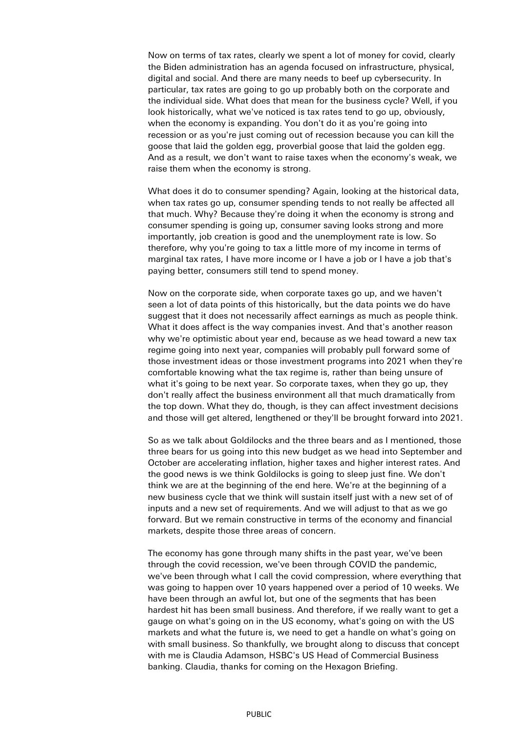Now on terms of tax rates, clearly we spent a lot of money for covid, clearly the Biden administration has an agenda focused on infrastructure, physical, digital and social. And there are many needs to beef up cybersecurity. In particular, tax rates are going to go up probably both on the corporate and the individual side. What does that mean for the business cycle? Well, if you look historically, what we've noticed is tax rates tend to go up, obviously, when the economy is expanding. You don't do it as you're going into recession or as you're just coming out of recession because you can kill the goose that laid the golden egg, proverbial goose that laid the golden egg. And as a result, we don't want to raise taxes when the economy's weak, we raise them when the economy is strong.

What does it do to consumer spending? Again, looking at the historical data, when tax rates go up, consumer spending tends to not really be affected all that much. Why? Because they're doing it when the economy is strong and consumer spending is going up, consumer saving looks strong and more importantly, job creation is good and the unemployment rate is low. So therefore, why you're going to tax a little more of my income in terms of marginal tax rates, I have more income or I have a job or I have a job that's paying better, consumers still tend to spend money.

Now on the corporate side, when corporate taxes go up, and we haven't seen a lot of data points of this historically, but the data points we do have suggest that it does not necessarily affect earnings as much as people think. What it does affect is the way companies invest. And that's another reason why we're optimistic about year end, because as we head toward a new tax regime going into next year, companies will probably pull forward some of those investment ideas or those investment programs into 2021 when they're comfortable knowing what the tax regime is, rather than being unsure of what it's going to be next year. So corporate taxes, when they go up, they don't really affect the business environment all that much dramatically from the top down. What they do, though, is they can affect investment decisions and those will get altered, lengthened or they'll be brought forward into 2021.

So as we talk about Goldilocks and the three bears and as I mentioned, those three bears for us going into this new budget as we head into September and October are accelerating inflation, higher taxes and higher interest rates. And the good news is we think Goldilocks is going to sleep just fine. We don't think we are at the beginning of the end here. We're at the beginning of a new business cycle that we think will sustain itself just with a new set of of inputs and a new set of requirements. And we will adjust to that as we go forward. But we remain constructive in terms of the economy and financial markets, despite those three areas of concern.

The economy has gone through many shifts in the past year, we've been through the covid recession, we've been through COVID the pandemic, we've been through what I call the covid compression, where everything that was going to happen over 10 years happened over a period of 10 weeks. We have been through an awful lot, but one of the segments that has been hardest hit has been small business. And therefore, if we really want to get a gauge on what's going on in the US economy, what's going on with the US markets and what the future is, we need to get a handle on what's going on with small business. So thankfully, we brought along to discuss that concept with me is Claudia Adamson, HSBC's US Head of Commercial Business banking. Claudia, thanks for coming on the Hexagon Briefing.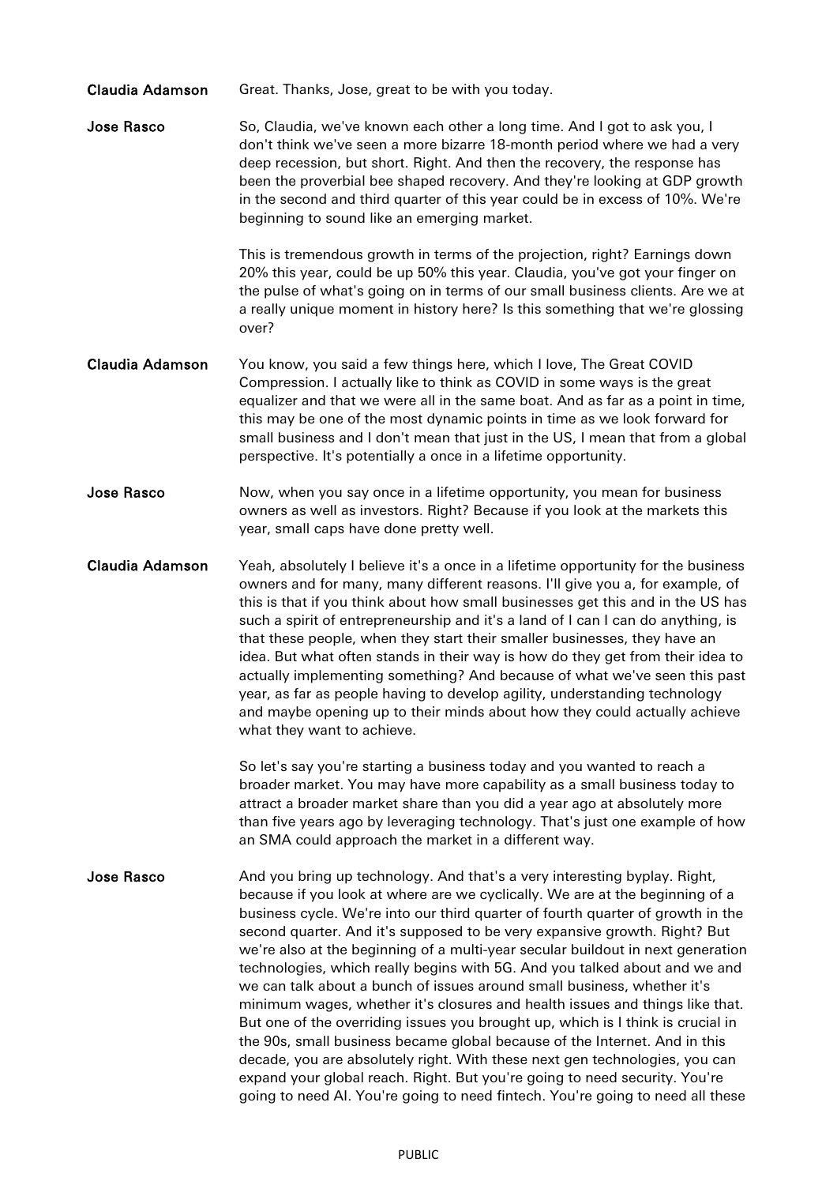**Claudia Adamson** Great. Thanks, Jose, great to be with you today.

**Jose Rasco** So, Claudia, we've known each other a long time. And I got to ask you, I don't think we've seen a more bizarre 18-month period where we had a very deep recession, but short. Right. And then the recovery, the response has been the proverbial bee shaped recovery. And they're looking at GDP growth in the second and third quarter of this year could be in excess of 10%. We're beginning to sound like an emerging market.

This is tremendous growth in terms of the projection, right? Earnings down 20% this year, could be up 50% this year. Claudia, you've got your finger on the pulse of what's going on in terms of our small business clients. Are we at a really unique moment in history here? Is this something that we're glossing over?

**Claudia Adamson** You know, you said a few things here, which I love, The Great COVID Compression. I actually like to think as COVID in some ways is the great equalizer and that we were all in the same boat. And as far as a point in time, this may be one of the most dynamic points in time as we look forward for small business and I don't mean that just in the US, I mean that from a global perspective. It's potentially a once in a lifetime opportunity.

**Jose Rasco** Now, when you say once in a lifetime opportunity, you mean for business owners as well as investors. Right? Because if you look at the markets this year, small caps have done pretty well.

**Claudia Adamson** Yeah, absolutely I believe it's a once in a lifetime opportunity for the business owners and for many, many different reasons. I'll give you a, for example, of this is that if you think about how small businesses get this and in the US has such a spirit of entrepreneurship and it's a land of I can I can do anything, is that these people, when they start their smaller businesses, they have an idea. But what often stands in their way is how do they get from their idea to actually implementing something? And because of what we've seen this past year, as far as people having to develop agility, understanding technology and maybe opening up to their minds about how they could actually achieve what they want to achieve.

So let's say you're starting a business today and you wanted to reach a broader market. You may have more capability as a small business today to attract a broader market share than you did a year ago at absolutely more than five years ago by leveraging technology. That's just one example of how an SMA could approach the market in a different way.

**Jose Rasco** And you bring up technology. And that's a very interesting byplay. Right, because if you look at where are we cyclically. We are at the beginning of a business cycle. We're into our third quarter of fourth quarter of growth in the second quarter. And it's supposed to be very expansive growth. Right? But we're also at the beginning of a multi-year secular buildout in next generation technologies, which really begins with 5G. And you talked about and we and we can talk about a bunch of issues around small business, whether it's minimum wages, whether it's closures and health issues and things like that. But one of the overriding issues you brought up, which is I think is crucial in the 90s, small business became global because of the Internet. And in this decade, you are absolutely right. With these next gen technologies, you can expand your global reach. Right. But you're going to need security. You're going to need AI. You're going to need fintech. You're going to need all these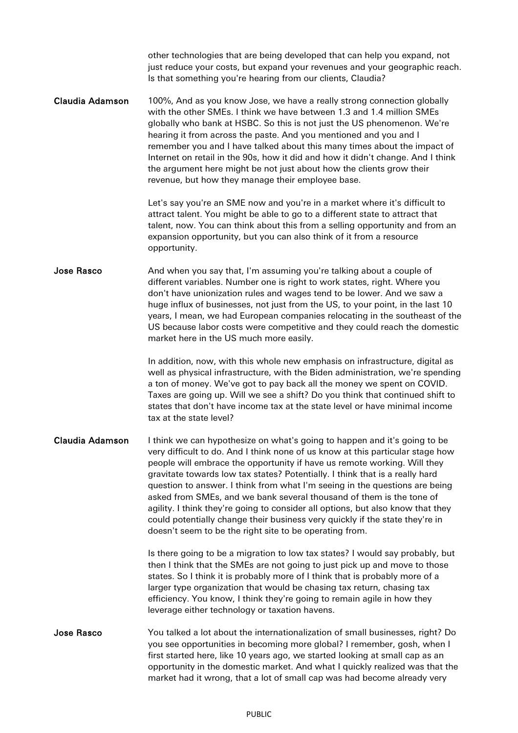other technologies that are being developed that can help you expand, not just reduce your costs, but expand your revenues and your geographic reach. Is that something you're hearing from our clients, Claudia?

**Claudia Adamson** 100%, And as you know Jose, we have a really strong connection globally with the other SMEs. I think we have between 1.3 and 1.4 million SMEs globally who bank at HSBC. So this is not just the US phenomenon. We're hearing it from across the paste. And you mentioned and you and I remember you and I have talked about this many times about the impact of Internet on retail in the 90s, how it did and how it didn't change. And I think the argument here might be not just about how the clients grow their revenue, but how they manage their employee base.

Let's say you're an SME now and you're in a market where it's difficult to attract talent. You might be able to go to a different state to attract that talent, now. You can think about this from a selling opportunity and from an expansion opportunity, but you can also think of it from a resource opportunity.

**Jose Rasco** And when you say that, I'm assuming you're talking about a couple of different variables. Number one is right to work states, right. Where you don't have unionization rules and wages tend to be lower. And we saw a huge influx of businesses, not just from the US, to your point, in the last 10 years, I mean, we had European companies relocating in the southeast of the US because labor costs were competitive and they could reach the domestic market here in the US much more easily.

In addition, now, with this whole new emphasis on infrastructure, digital as well as physical infrastructure, with the Biden administration, we're spending a ton of money. We've got to pay back all the money we spent on COVID. Taxes are going up. Will we see a shift? Do you think that continued shift to states that don't have income tax at the state level or have minimal income tax at the state level?

**Claudia Adamson** I think we can hypothesize on what's going to happen and it's going to be very difficult to do. And I think none of us know at this particular stage how people will embrace the opportunity if have us remote working. Will they gravitate towards low tax states? Potentially. I think that is a really hard question to answer. I think from what I'm seeing in the questions are being asked from SMEs, and we bank several thousand of them is the tone of agility. I think they're going to consider all options, but also know that they could potentially change their business very quickly if the state they're in doesn't seem to be the right site to be operating from.

Is there going to be a migration to low tax states? I would say probably, but then I think that the SMEs are not going to just pick up and move to those states. So I think it is probably more of I think that is probably more of a larger type organization that would be chasing tax return, chasing tax efficiency. You know, I think they're going to remain agile in how they leverage either technology or taxation havens.

**Jose Rasco** You talked a lot about the internationalization of small businesses, right? Do you see opportunities in becoming more global? I remember, gosh, when I first started here, like 10 years ago, we started looking at small cap as an opportunity in the domestic market. And what I quickly realized was that the market had it wrong, that a lot of small cap was had become already very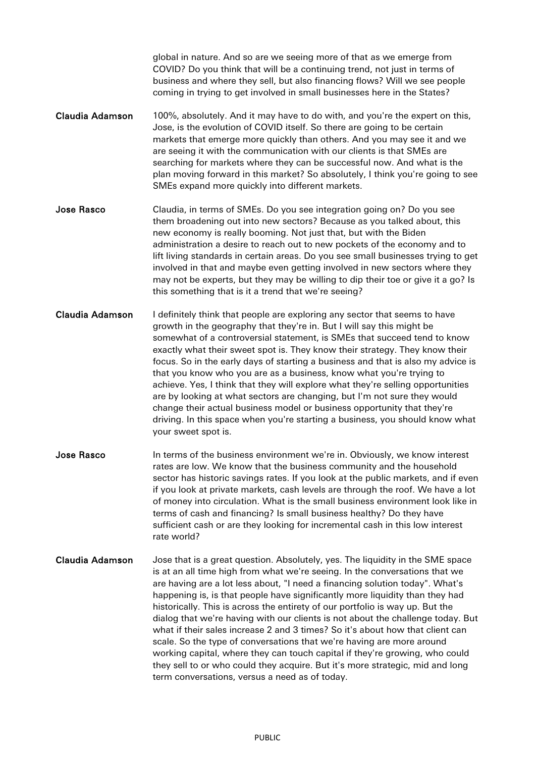global in nature. And so are we seeing more of that as we emerge from COVID? Do you think that will be a continuing trend, not just in terms of business and where they sell, but also financing flows? Will we see people coming in trying to get involved in small businesses here in the States?

**Claudia Adamson** 100%, absolutely. And it may have to do with, and you're the expert on this, Jose, is the evolution of COVID itself. So there are going to be certain markets that emerge more quickly than others. And you may see it and we are seeing it with the communication with our clients is that SMEs are searching for markets where they can be successful now. And what is the plan moving forward in this market? So absolutely, I think you're going to see SMEs expand more quickly into different markets.

**Jose Rasco** Claudia, in terms of SMEs. Do you see integration going on? Do you see them broadening out into new sectors? Because as you talked about, this new economy is really booming. Not just that, but with the Biden administration a desire to reach out to new pockets of the economy and to lift living standards in certain areas. Do you see small businesses trying to get involved in that and maybe even getting involved in new sectors where they may not be experts, but they may be willing to dip their toe or give it a go? Is this something that is it a trend that we're seeing?

**Claudia Adamson** I definitely think that people are exploring any sector that seems to have growth in the geography that they're in. But I will say this might be somewhat of a controversial statement, is SMEs that succeed tend to know exactly what their sweet spot is. They know their strategy. They know their focus. So in the early days of starting a business and that is also my advice is that you know who you are as a business, know what you're trying to achieve. Yes, I think that they will explore what they're selling opportunities are by looking at what sectors are changing, but I'm not sure they would change their actual business model or business opportunity that they're driving. In this space when you're starting a business, you should know what your sweet spot is.

**Jose Rasco** In terms of the business environment we're in. Obviously, we know interest rates are low. We know that the business community and the household sector has historic savings rates. If you look at the public markets, and if even if you look at private markets, cash levels are through the roof. We have a lot of money into circulation. What is the small business environment look like in terms of cash and financing? Is small business healthy? Do they have sufficient cash or are they looking for incremental cash in this low interest rate world?

**Claudia Adamson** Jose that is a great question. Absolutely, yes. The liquidity in the SME space is at an all time high from what we're seeing. In the conversations that we are having are a lot less about, "I need a financing solution today". What's happening is, is that people have significantly more liquidity than they had historically. This is across the entirety of our portfolio is way up. But the dialog that we're having with our clients is not about the challenge today. But what if their sales increase 2 and 3 times? So it's about how that client can scale. So the type of conversations that we're having are more around working capital, where they can touch capital if they're growing, who could they sell to or who could they acquire. But it's more strategic, mid and long term conversations, versus a need as of today.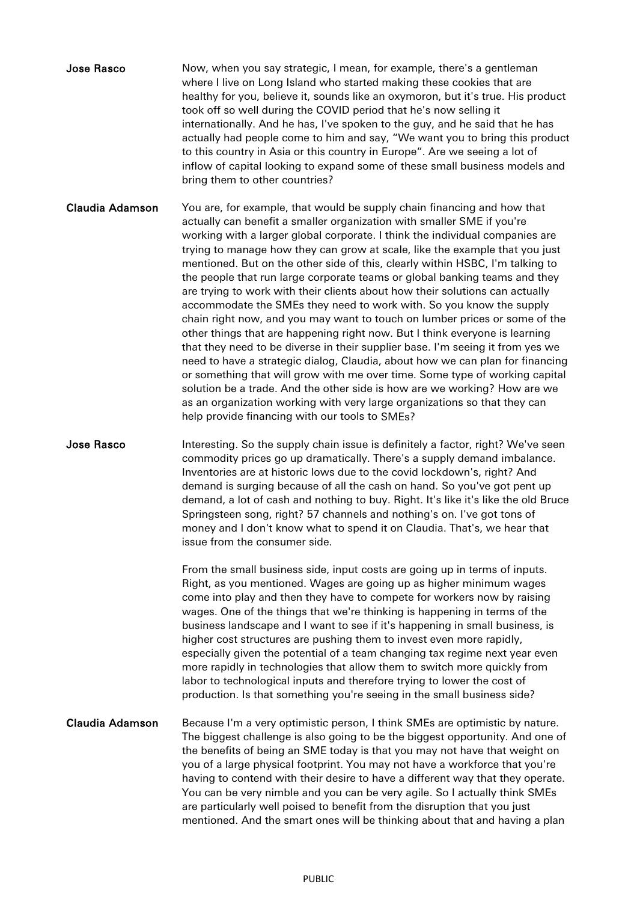**Jose Rasco** Now, when you say strategic, I mean, for example, there's a gentleman where I live on Long Island who started making these cookies that are healthy for you, believe it, sounds like an oxymoron, but it's true. His product took off so well during the COVID period that he's now selling it internationally. And he has, I've spoken to the guy, and he said that he has actually had people come to him and say, "We want you to bring this product to this country in Asia or this country in Europe". Are we seeing a lot of inflow of capital looking to expand some of these small business models and bring them to other countries?

**Claudia Adamson** You are, for example, that would be supply chain financing and how that actually can benefit a smaller organization with smaller SME if you're working with a larger global corporate. I think the individual companies are trying to manage how they can grow at scale, like the example that you just mentioned. But on the other side of this, clearly within HSBC, I'm talking to the people that run large corporate teams or global banking teams and they are trying to work with their clients about how their solutions can actually accommodate the SMEs they need to work with. So you know the supply chain right now, and you may want to touch on lumber prices or some of the other things that are happening right now. But I think everyone is learning that they need to be diverse in their supplier base. I'm seeing it from yes we need to have a strategic dialog, Claudia, about how we can plan for financing or something that will grow with me over time. Some type of working capital solution be a trade. And the other side is how are we working? How are we as an organization working with very large organizations so that they can help provide financing with our tools to SMEs?

**Jose Rasco** Interesting. So the supply chain issue is definitely a factor, right? We've seen commodity prices go up dramatically. There's a supply demand imbalance. Inventories are at historic lows due to the covid lockdown's, right? And demand is surging because of all the cash on hand. So you've got pent up demand, a lot of cash and nothing to buy. Right. It's like it's like the old Bruce Springsteen song, right? 57 channels and nothing's on. I've got tons of money and I don't know what to spend it on Claudia. That's, we hear that issue from the consumer side.

From the small business side, input costs are going up in terms of inputs. Right, as you mentioned. Wages are going up as higher minimum wages come into play and then they have to compete for workers now by raising wages. One of the things that we're thinking is happening in terms of the business landscape and I want to see if it's happening in small business, is higher cost structures are pushing them to invest even more rapidly, especially given the potential of a team changing tax regime next year even more rapidly in technologies that allow them to switch more quickly from labor to technological inputs and therefore trying to lower the cost of production. Is that something you're seeing in the small business side?

**Claudia Adamson** Because I'm a very optimistic person, I think SMEs are optimistic by nature. The biggest challenge is also going to be the biggest opportunity. And one of the benefits of being an SME today is that you may not have that weight on you of a large physical footprint. You may not have a workforce that you're having to contend with their desire to have a different way that they operate. You can be very nimble and you can be very agile. So I actually think SMEs are particularly well poised to benefit from the disruption that you just mentioned. And the smart ones will be thinking about that and having a plan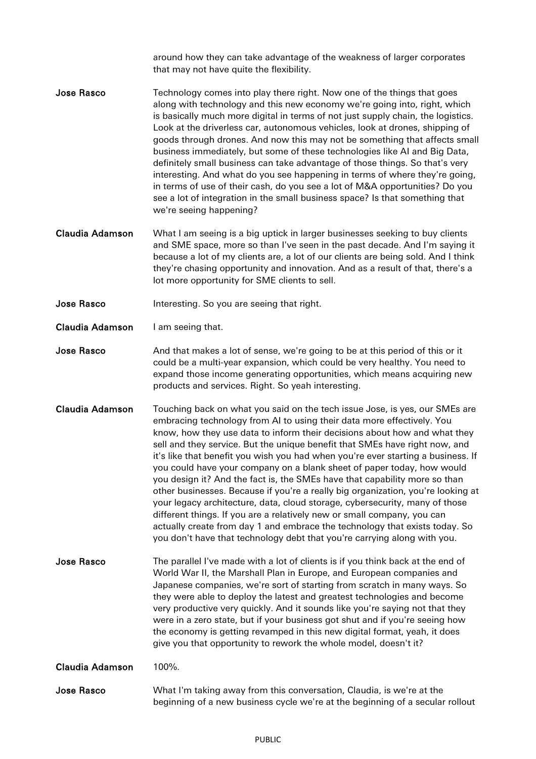around how they can take advantage of the weakness of larger corporates that may not have quite the flexibility.

**Jose Rasco** Technology comes into play there right. Now one of the things that goes along with technology and this new economy we're going into, right, which is basically much more digital in terms of not just supply chain, the logistics. Look at the driverless car, autonomous vehicles, look at drones, shipping of goods through drones. And now this may not be something that affects small business immediately, but some of these technologies like AI and Big Data, definitely small business can take advantage of those things. So that's very interesting. And what do you see happening in terms of where they're going, in terms of use of their cash, do you see a lot of M&A opportunities? Do you see a lot of integration in the small business space? Is that something that we're seeing happening?

**Claudia Adamson** What I am seeing is a big uptick in larger businesses seeking to buy clients and SME space, more so than I've seen in the past decade. And I'm saying it because a lot of my clients are, a lot of our clients are being sold. And I think they're chasing opportunity and innovation. And as a result of that, there's a lot more opportunity for SME clients to sell.

**Jose Rasco** Interesting. So you are seeing that right.

**Claudia Adamson** I am seeing that.

**Jose Rasco** And that makes a lot of sense, we're going to be at this period of this or it could be a multi-year expansion, which could be very healthy. You need to expand those income generating opportunities, which means acquiring new products and services. Right. So yeah interesting.

**Claudia Adamson** Touching back on what you said on the tech issue Jose, is yes, our SMEs are embracing technology from AI to using their data more effectively. You know, how they use data to inform their decisions about how and what they sell and they service. But the unique benefit that SMEs have right now, and it's like that benefit you wish you had when you're ever starting a business. If you could have your company on a blank sheet of paper today, how would you design it? And the fact is, the SMEs have that capability more so than other businesses. Because if you're a really big organization, you're looking at your legacy architecture, data, cloud storage, cybersecurity, many of those different things. If you are a relatively new or small company, you can actually create from day 1 and embrace the technology that exists today. So you don't have that technology debt that you're carrying along with you.

**Jose Rasco** The parallel I've made with a lot of clients is if you think back at the end of World War II, the Marshall Plan in Europe, and European companies and Japanese companies, we're sort of starting from scratch in many ways. So they were able to deploy the latest and greatest technologies and become very productive very quickly. And it sounds like you're saying not that they were in a zero state, but if your business got shut and if you're seeing how the economy is getting revamped in this new digital format, yeah, it does give you that opportunity to rework the whole model, doesn't it?

**Claudia Adamson** 100%.

**Jose Rasco** What I'm taking away from this conversation, Claudia, is we're at the beginning of a new business cycle we're at the beginning of a secular rollout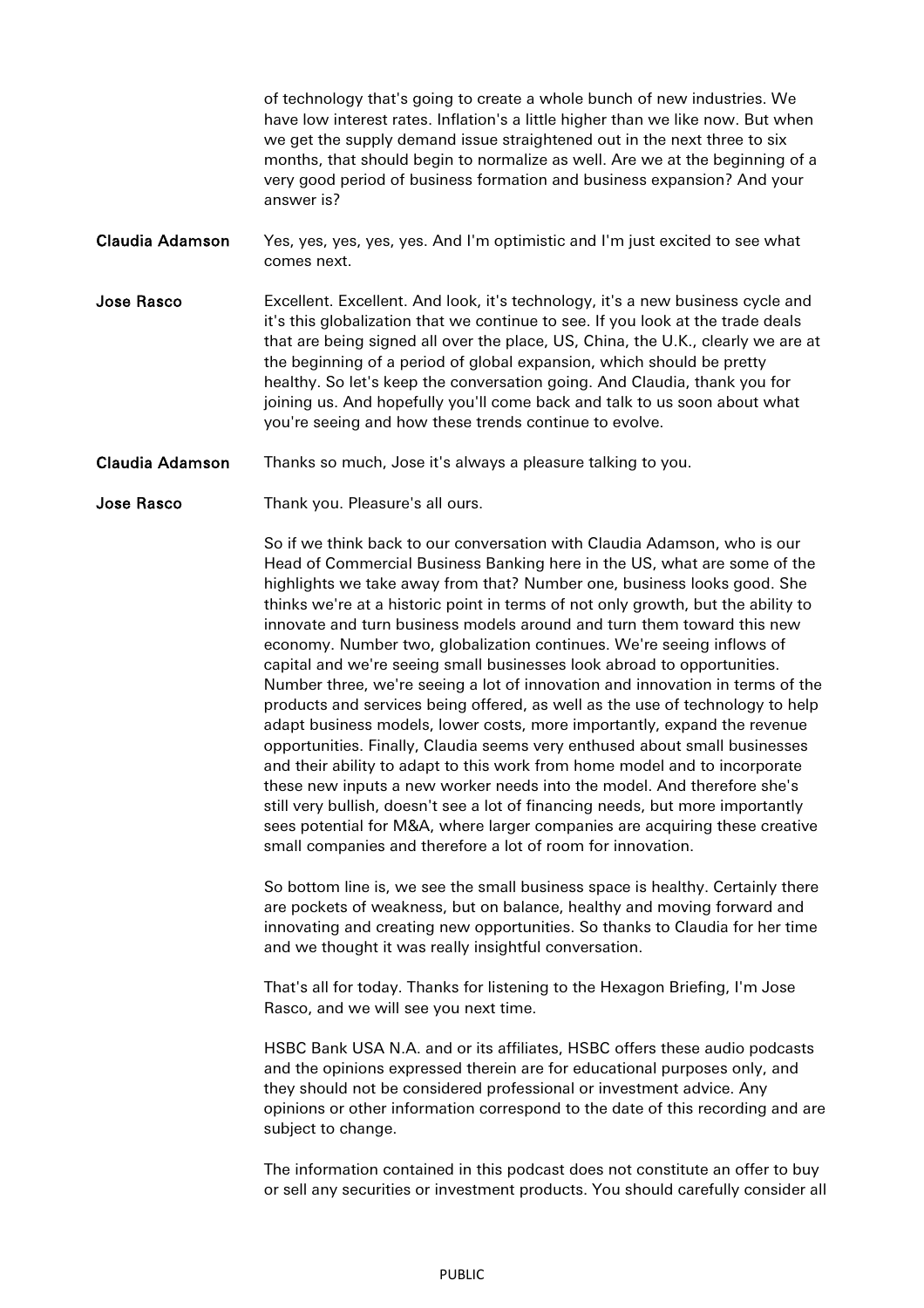of technology that's going to create a whole bunch of new industries. We have low interest rates. Inflation's a little higher than we like now. But when we get the supply demand issue straightened out in the next three to six months, that should begin to normalize as well. Are we at the beginning of a very good period of business formation and business expansion? And your answer is?

**Claudia Adamson** Yes, yes, yes, yes, yes. And I'm optimistic and I'm just excited to see what comes next.

**Jose Rasco** Excellent. Excellent. And look, it's technology, it's a new business cycle and it's this globalization that we continue to see. If you look at the trade deals that are being signed all over the place, US, China, the U.K., clearly we are at the beginning of a period of global expansion, which should be pretty healthy. So let's keep the conversation going. And Claudia, thank you for joining us. And hopefully you'll come back and talk to us soon about what you're seeing and how these trends continue to evolve.

**Claudia Adamson** Thanks so much, Jose it's always a pleasure talking to you.

**Jose Rasco** Thank you. Pleasure's all ours.

So if we think back to our conversation with Claudia Adamson, who is our Head of Commercial Business Banking here in the US, what are some of the highlights we take away from that? Number one, business looks good. She thinks we're at a historic point in terms of not only growth, but the ability to innovate and turn business models around and turn them toward this new economy. Number two, globalization continues. We're seeing inflows of capital and we're seeing small businesses look abroad to opportunities. Number three, we're seeing a lot of innovation and innovation in terms of the products and services being offered, as well as the use of technology to help adapt business models, lower costs, more importantly, expand the revenue opportunities. Finally, Claudia seems very enthused about small businesses and their ability to adapt to this work from home model and to incorporate these new inputs a new worker needs into the model. And therefore she's still very bullish, doesn't see a lot of financing needs, but more importantly sees potential for M&A, where larger companies are acquiring these creative small companies and therefore a lot of room for innovation.

So bottom line is, we see the small business space is healthy. Certainly there are pockets of weakness, but on balance, healthy and moving forward and innovating and creating new opportunities. So thanks to Claudia for her time and we thought it was really insightful conversation.

That's all for today. Thanks for listening to the Hexagon Briefing, I'm Jose Rasco, and we will see you next time.

HSBC Bank USA N.A. and or its affiliates, HSBC offers these audio podcasts and the opinions expressed therein are for educational purposes only, and they should not be considered professional or investment advice. Any opinions or other information correspond to the date of this recording and are subject to change.

The information contained in this podcast does not constitute an offer to buy or sell any securities or investment products. You should carefully consider all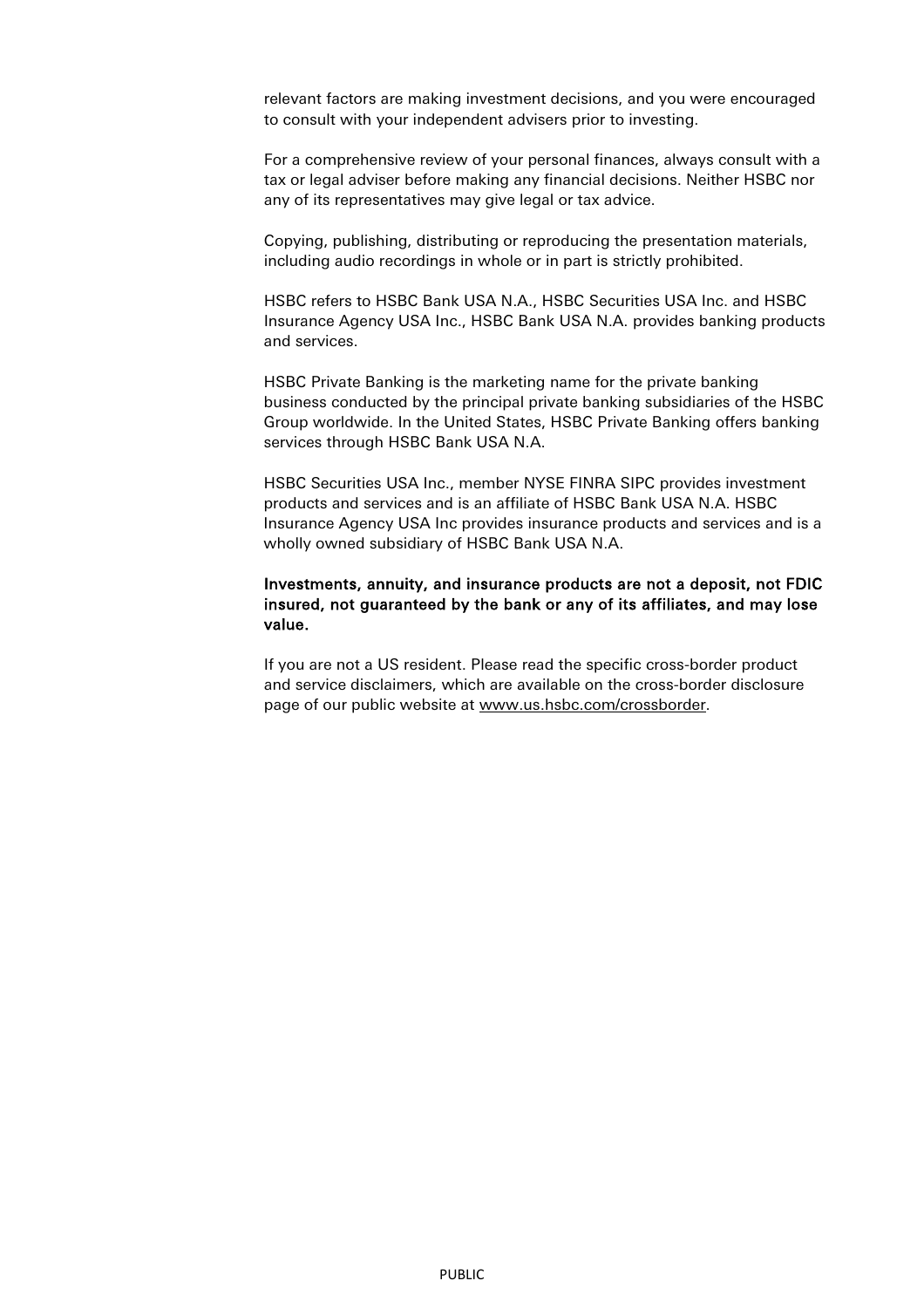relevant factors are making investment decisions, and you were encouraged to consult with your independent advisers prior to investing.

For a comprehensive review of your personal finances, always consult with a tax or legal adviser before making any financial decisions. Neither HSBC nor any of its representatives may give legal or tax advice.

Copying, publishing, distributing or reproducing the presentation materials, including audio recordings in whole or in part is strictly prohibited.

HSBC refers to HSBC Bank USA N.A., HSBC Securities USA Inc. and HSBC Insurance Agency USA Inc., HSBC Bank USA N.A. provides banking products and services.

HSBC Private Banking is the marketing name for the private banking business conducted by the principal private banking subsidiaries of the HSBC Group worldwide. In the United States, HSBC Private Banking offers banking services through HSBC Bank USA N.A.

HSBC Securities USA Inc., member NYSE FINRA SIPC provides investment products and services and is an affiliate of HSBC Bank USA N.A. HSBC Insurance Agency USA Inc provides insurance products and services and is a wholly owned subsidiary of HSBC Bank USA N.A.

**Investments, annuity, and insurance products are not a deposit, not FDIC insured, not guaranteed by the bank or any of its affiliates, and may lose value.**

If you are not a US resident. Please read the specific cross-border product and service disclaimers, which are available on the cross-border disclosure page of our public website at www.us.hsbc.com/crossborder.